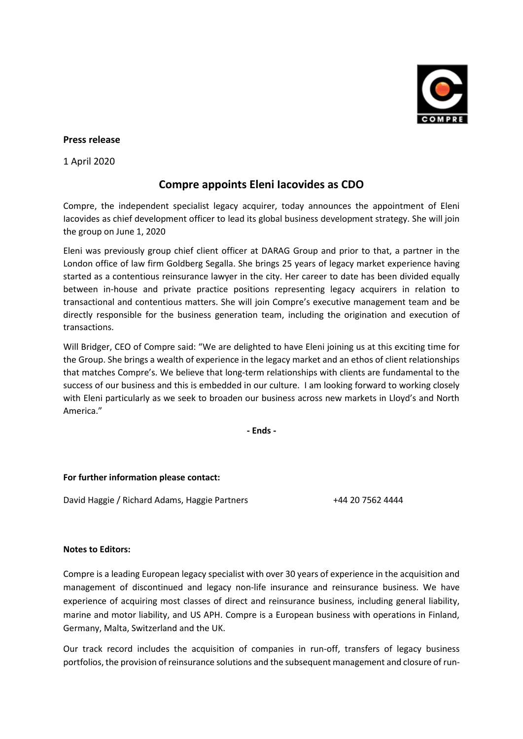**Press release**

1 April 2020

# Compre appoints Eleni Iacovides as CDO

Compre, the independent specialist legacy acquirer, today announces the appointment of Eleni Iacovides as chief development officer to lead its global business development strategy. She will join the group on June 1, 2020

Eleni was previously group chief client officer at DARAG Group and prior to that, a partner in the London office of law firm Goldberg Segalla. She brings 25 years of legacy market experience having started as a contentious reinsurance lawyer in the city. Her career to date has been divided equally between in-house and private practice positions representing legacy acquirers in relation to transactional and contentious matters. She will join Compre's executive management team and be directly responsible for the business generation team, including the origination and execution of transactions.

Will Bridger, CEO of Compre said: "We are delighted to have Eleni joining us at this exciting time for the Group. She brings a wealth of experience in the legacy market and an ethos of client relationships that matches Compre's. We believe that long-term relationships with clients are fundamental to the success of our business and this is embedded in our culture. I am looking forward to working closely with Eleni particularly as we seek to broaden our business across new markets in Lloyd's and North America."

**- Ends -**

**For further information please contact:**

David Haggie / Richard Adams, Haggie Partners +44 20 7562 4444

**Notes to Editors:**

Compre is a leading European legacy specialist with over 30 years of experience in the acquisition and management of discontinued and legacy non-life insurance and reinsurance business. We have experience of acquiring most classes of direct and reinsurance business, including general liability, marine and motor liability, and US APH. Compre is a European business with operations in Finland, Germany, Malta, Switzerland and the UK.

Our track record includes the acquisition of companies in run-off, transfers of legacy business portfolios, the provision of reinsurance solutions and the subsequent management and closure of run-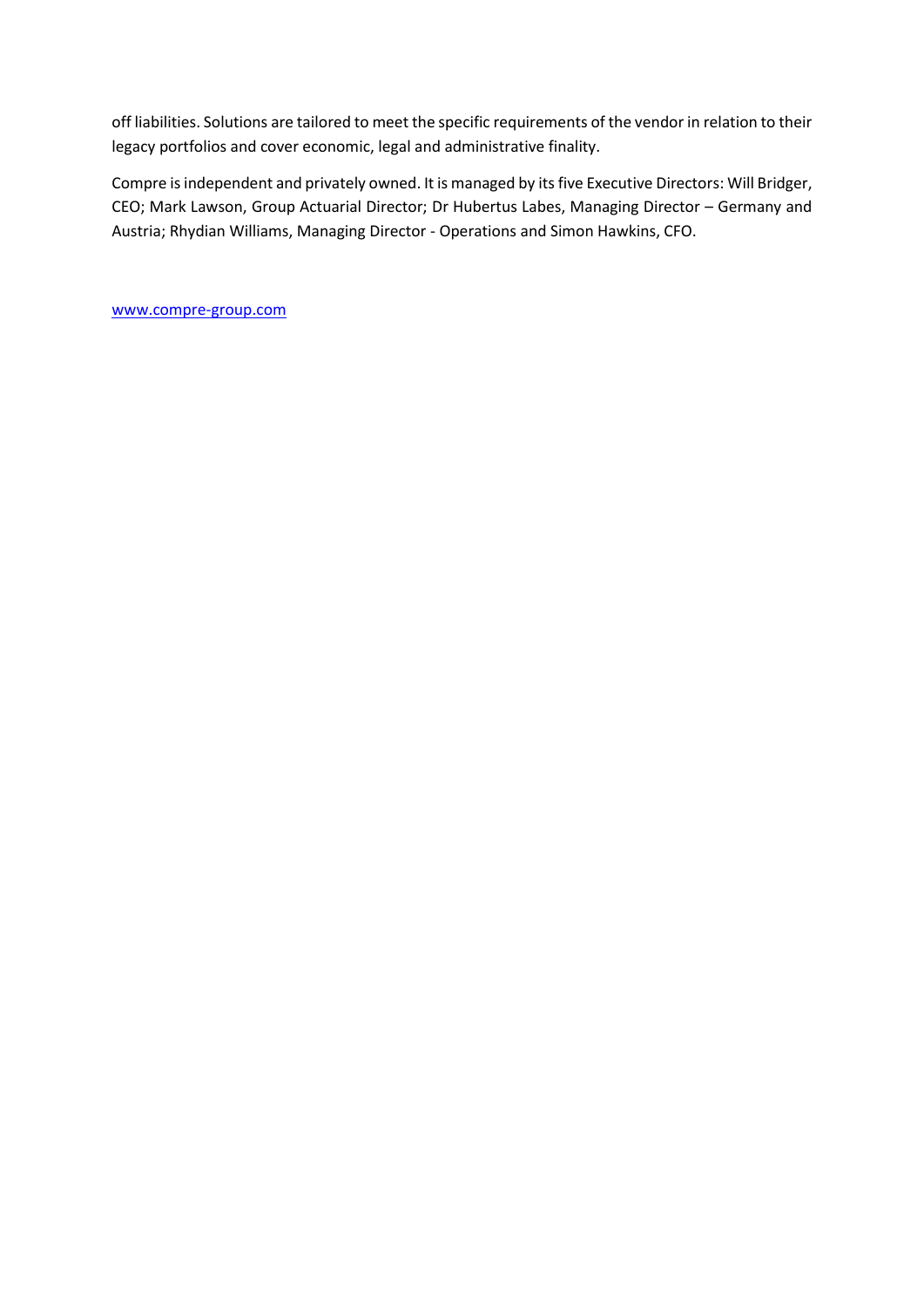off liabilities. Solutions are tailored to meet the specific requirements of the vendor in relation to their legacy portfolios and cover economic, legal and administrative finality.

Compre is independent and privately owned. It is managed by its five Executive Directors: Will Bridger, CEO; Mark Lawson, Group Actuarial Director; Dr Hubertus Labes, Managing Director – Germany and Austria; Rhydian Williams, Managing Director - Operations and Simon Hawkins, CFO.

[www.compre-group.com](http://www.compre-group.com)